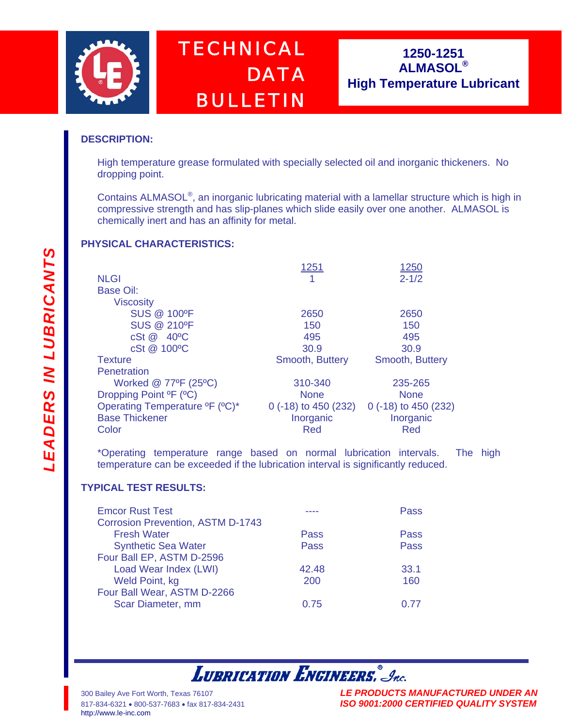# TECHNICAL DATA BULLETIN

## 1250-1251 ALMASOL® High Temperature Lubricant

### DESCRIPTION:

High temperature grease formulated with specially selected oil and inorganic thickeners. No dropping point.

Contains ALMASOL®, an inorganic lubricating material with a lamellar structure which is high in compressive strength and has slip-planes which slide easily over one another. ALMASOL is chemically inert and has an affinity for metal.

### PHYSICAL CHARACTERISTICS:

| | 1251 | 1250 |
|---|---|---|
| NLGI | 1 | 2-1/2 |
| Base Oil: | | |
| Viscosity | | |
| SUS @ 100ºF | 2650 | 2650 |
| SUS @ 210ºF | 150 | 150 |
| cSt @ 40ºC | 495 | 495 |
| cSt @ 100ºC | 30.9 | 30.9 |
| Texture | Smooth, Buttery | Smooth, Buttery |
| Penetration | | |
| Worked @ 77ºF (25ºC) | 310-340 | 235-265 |
| Dropping Point ºF (ºC) | None | None |
| Operating Temperature ºF (ºC)* | 0 (-18) to 450 (232) | 0 (-18) to 450 (232) |
| Base Thickener | Inorganic | Inorganic |
| Color | Red | Red |

*Operating temperature range based on normal lubrication intervals. The high temperature can be exceeded if the lubrication interval is significantly reduced.

### TYPICAL TEST RESULTS:

| | 1251 | 1250 |
|---|---|---|
| Emcor Rust Test | ---- | Pass |
| Corrosion Prevention, ASTM D-1743 | | |
| Fresh Water | Pass | Pass |
| Synthetic Sea Water | Pass | Pass |
| Four Ball EP, ASTM D-2596 | | |
| Load Wear Index (LWI) | 42.48 | 33.1 |
| Weld Point, kg | 200 | 160 |
| Four Ball Wear, ASTM D-2266 | | |
| Scar Diameter, mm | 0.75 | 0.77 |

LEADERS IN LUBRICANTS

**LUBRICATION ENGINEERS®, Inc.**

300 Bailey Ave Fort Worth, Texas 76107
817-834-6321 • 800-537-7683 • fax 817-834-2431
http://www.le-inc.com

*LE PRODUCTS MANUFACTURED UNDER AN ISO 9001:2000 CERTIFIED QUALITY SYSTEM*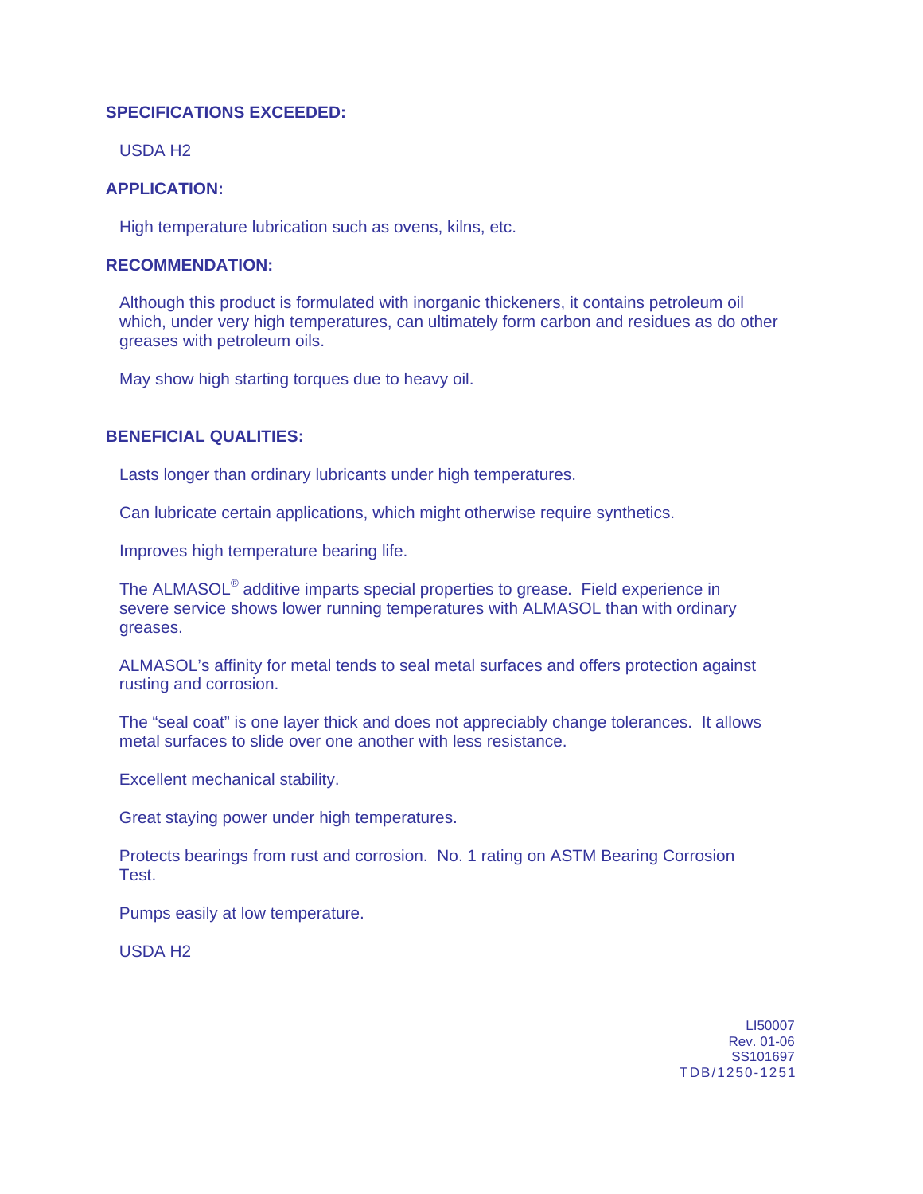**SPECIFICATIONS EXCEEDED:**

USDA H2

**APPLICATION:**

High temperature lubrication such as ovens, kilns, etc.

**RECOMMENDATION:**

Although this product is formulated with inorganic thickeners, it contains petroleum oil which, under very high temperatures, can ultimately form carbon and residues as do other greases with petroleum oils.

May show high starting torques due to heavy oil.

**BENEFICIAL QUALITIES:**

Lasts longer than ordinary lubricants under high temperatures.

Can lubricate certain applications, which might otherwise require synthetics.

Improves high temperature bearing life.

The ALMASOL® additive imparts special properties to grease. Field experience in severe service shows lower running temperatures with ALMASOL than with ordinary greases.

ALMASOL's affinity for metal tends to seal metal surfaces and offers protection against rusting and corrosion.

The "seal coat" is one layer thick and does not appreciably change tolerances. It allows metal surfaces to slide over one another with less resistance.

Excellent mechanical stability.

Great staying power under high temperatures.

Protects bearings from rust and corrosion. No. 1 rating on ASTM Bearing Corrosion Test.

Pumps easily at low temperature.

USDA H2

LI50007
Rev. 01-06
SS101697
TDB/1250-1251